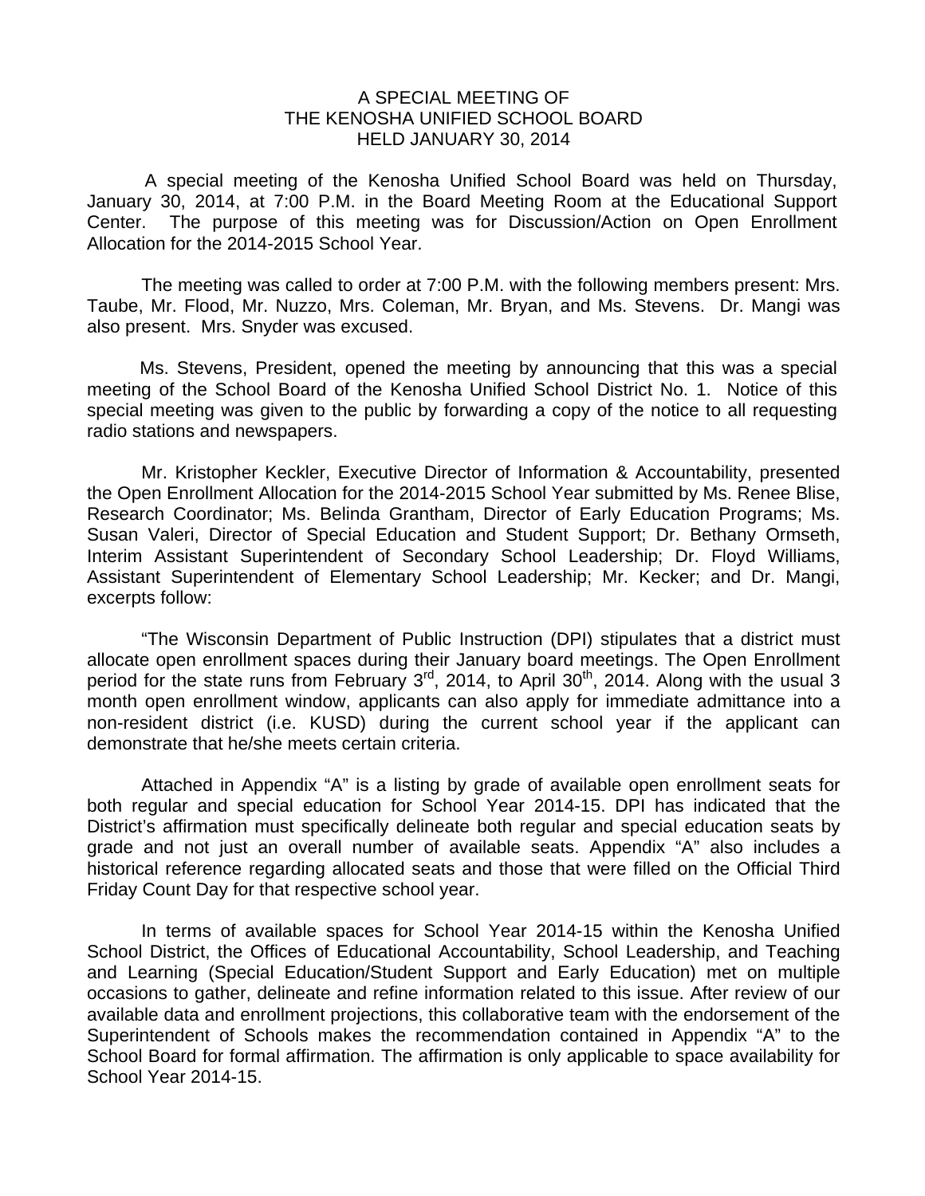# A SPECIAL MEETING OF
# THE KENOSHA UNIFIED SCHOOL BOARD
# HELD JANUARY 30, 2014

A special meeting of the Kenosha Unified School Board was held on Thursday, January 30, 2014, at 7:00 P.M. in the Board Meeting Room at the Educational Support Center. The purpose of this meeting was for Discussion/Action on Open Enrollment Allocation for the 2014-2015 School Year.

The meeting was called to order at 7:00 P.M. with the following members present: Mrs. Taube, Mr. Flood, Mr. Nuzzo, Mrs. Coleman, Mr. Bryan, and Ms. Stevens. Dr. Mangi was also present. Mrs. Snyder was excused.

Ms. Stevens, President, opened the meeting by announcing that this was a special meeting of the School Board of the Kenosha Unified School District No. 1. Notice of this special meeting was given to the public by forwarding a copy of the notice to all requesting radio stations and newspapers.

Mr. Kristopher Keckler, Executive Director of Information & Accountability, presented the Open Enrollment Allocation for the 2014-2015 School Year submitted by Ms. Renee Blise, Research Coordinator; Ms. Belinda Grantham, Director of Early Education Programs; Ms. Susan Valeri, Director of Special Education and Student Support; Dr. Bethany Ormseth, Interim Assistant Superintendent of Secondary School Leadership; Dr. Floyd Williams, Assistant Superintendent of Elementary School Leadership; Mr. Kecker; and Dr. Mangi, excerpts follow:

"The Wisconsin Department of Public Instruction (DPI) stipulates that a district must allocate open enrollment spaces during their January board meetings. The Open Enrollment period for the state runs from February 3rd, 2014, to April 30th, 2014. Along with the usual 3 month open enrollment window, applicants can also apply for immediate admittance into a non-resident district (i.e. KUSD) during the current school year if the applicant can demonstrate that he/she meets certain criteria.

Attached in Appendix "A" is a listing by grade of available open enrollment seats for both regular and special education for School Year 2014-15. DPI has indicated that the District's affirmation must specifically delineate both regular and special education seats by grade and not just an overall number of available seats. Appendix "A" also includes a historical reference regarding allocated seats and those that were filled on the Official Third Friday Count Day for that respective school year.

In terms of available spaces for School Year 2014-15 within the Kenosha Unified School District, the Offices of Educational Accountability, School Leadership, and Teaching and Learning (Special Education/Student Support and Early Education) met on multiple occasions to gather, delineate and refine information related to this issue. After review of our available data and enrollment projections, this collaborative team with the endorsement of the Superintendent of Schools makes the recommendation contained in Appendix "A" to the School Board for formal affirmation. The affirmation is only applicable to space availability for School Year 2014-15.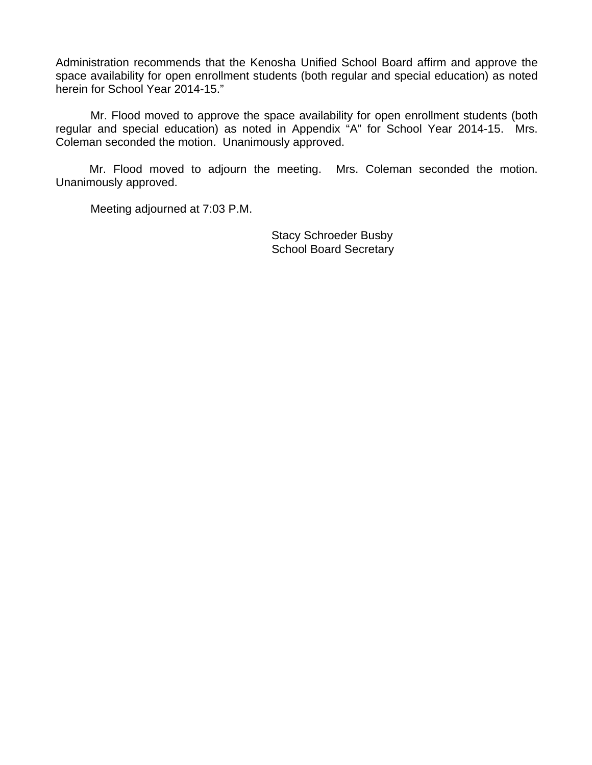Administration recommends that the Kenosha Unified School Board affirm and approve the space availability for open enrollment students (both regular and special education) as noted herein for School Year 2014-15."

Mr. Flood moved to approve the space availability for open enrollment students (both regular and special education) as noted in Appendix "A" for School Year 2014-15. Mrs. Coleman seconded the motion. Unanimously approved.

Mr. Flood moved to adjourn the meeting. Mrs. Coleman seconded the motion. Unanimously approved.

Meeting adjourned at 7:03 P.M.

Stacy Schroeder Busby
School Board Secretary